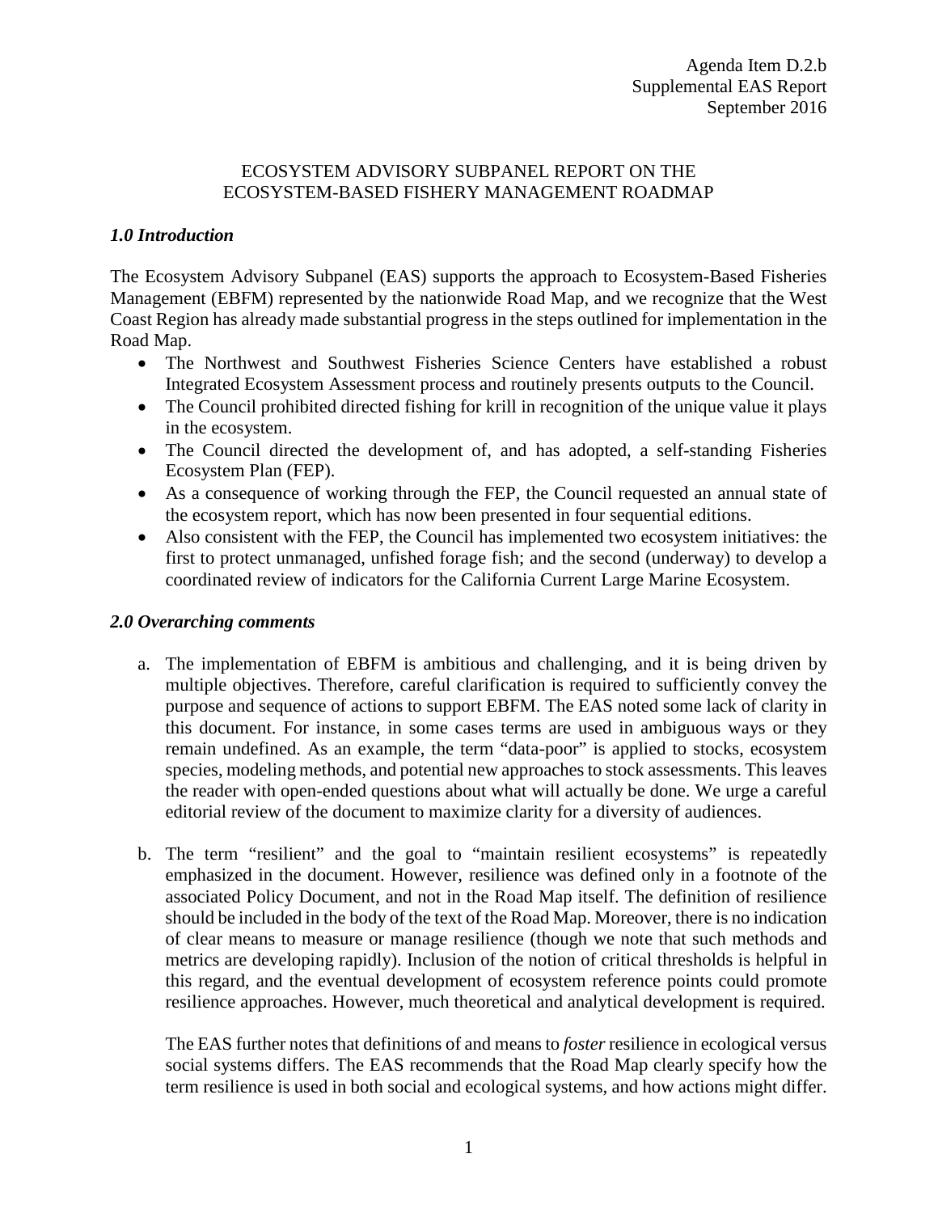Agenda Item D.2.b
Supplemental EAS Report
September 2016

# ECOSYSTEM ADVISORY SUBPANEL REPORT ON THE ECOSYSTEM-BASED FISHERY MANAGEMENT ROADMAP

## *1.0 Introduction*

The Ecosystem Advisory Subpanel (EAS) supports the approach to Ecosystem-Based Fisheries Management (EBFM) represented by the nationwide Road Map, and we recognize that the West Coast Region has already made substantial progress in the steps outlined for implementation in the Road Map.

- The Northwest and Southwest Fisheries Science Centers have established a robust Integrated Ecosystem Assessment process and routinely presents outputs to the Council.
- The Council prohibited directed fishing for krill in recognition of the unique value it plays in the ecosystem.
- The Council directed the development of, and has adopted, a self-standing Fisheries Ecosystem Plan (FEP).
- As a consequence of working through the FEP, the Council requested an annual state of the ecosystem report, which has now been presented in four sequential editions.
- Also consistent with the FEP, the Council has implemented two ecosystem initiatives: the first to protect unmanaged, unfished forage fish; and the second (underway) to develop a coordinated review of indicators for the California Current Large Marine Ecosystem.

## *2.0 Overarching comments*

a. The implementation of EBFM is ambitious and challenging, and it is being driven by multiple objectives. Therefore, careful clarification is required to sufficiently convey the purpose and sequence of actions to support EBFM. The EAS noted some lack of clarity in this document. For instance, in some cases terms are used in ambiguous ways or they remain undefined. As an example, the term "data-poor" is applied to stocks, ecosystem species, modeling methods, and potential new approaches to stock assessments. This leaves the reader with open-ended questions about what will actually be done. We urge a careful editorial review of the document to maximize clarity for a diversity of audiences.

b. The term "resilient" and the goal to "maintain resilient ecosystems" is repeatedly emphasized in the document. However, resilience was defined only in a footnote of the associated Policy Document, and not in the Road Map itself. The definition of resilience should be included in the body of the text of the Road Map. Moreover, there is no indication of clear means to measure or manage resilience (though we note that such methods and metrics are developing rapidly). Inclusion of the notion of critical thresholds is helpful in this regard, and the eventual development of ecosystem reference points could promote resilience approaches. However, much theoretical and analytical development is required.

   The EAS further notes that definitions of and means to *foster* resilience in ecological versus social systems differs. The EAS recommends that the Road Map clearly specify how the term resilience is used in both social and ecological systems, and how actions might differ.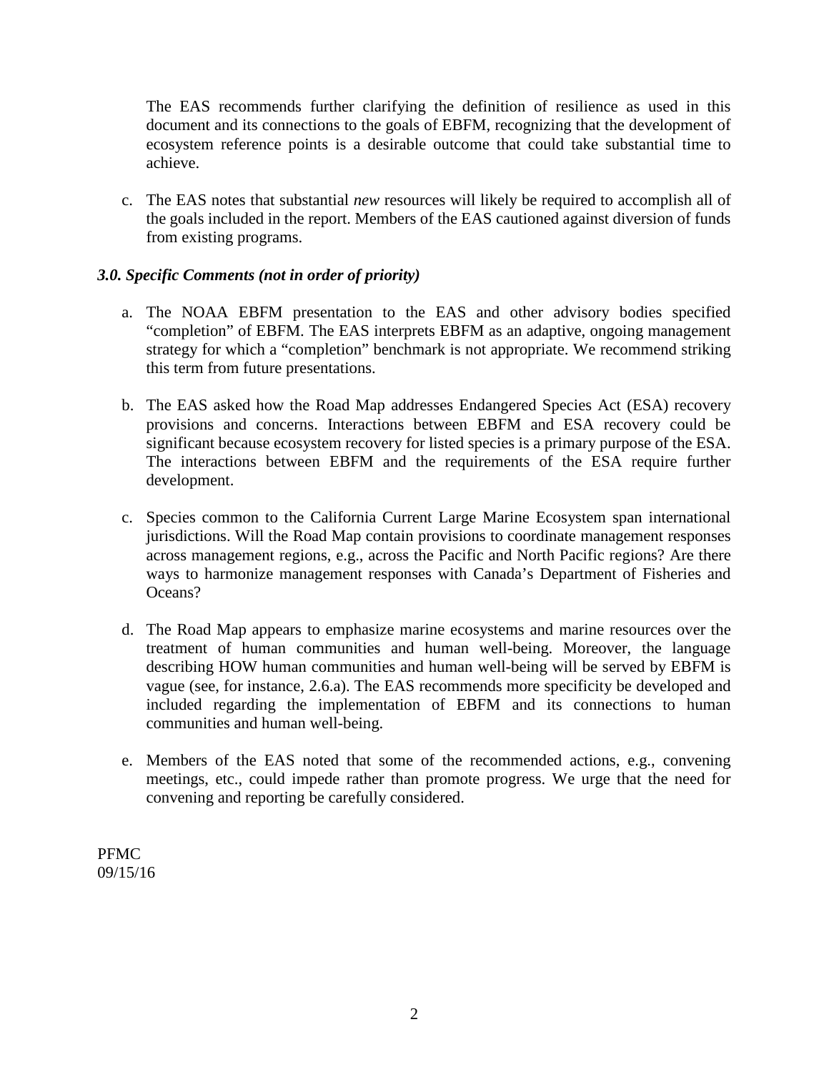The EAS recommends further clarifying the definition of resilience as used in this document and its connections to the goals of EBFM, recognizing that the development of ecosystem reference points is a desirable outcome that could take substantial time to achieve.

c. The EAS notes that substantial *new* resources will likely be required to accomplish all of the goals included in the report. Members of the EAS cautioned against diversion of funds from existing programs.

### *3.0. Specific Comments (not in order of priority)*

a. The NOAA EBFM presentation to the EAS and other advisory bodies specified "completion" of EBFM. The EAS interprets EBFM as an adaptive, ongoing management strategy for which a "completion" benchmark is not appropriate. We recommend striking this term from future presentations.

b. The EAS asked how the Road Map addresses Endangered Species Act (ESA) recovery provisions and concerns. Interactions between EBFM and ESA recovery could be significant because ecosystem recovery for listed species is a primary purpose of the ESA. The interactions between EBFM and the requirements of the ESA require further development.

c. Species common to the California Current Large Marine Ecosystem span international jurisdictions. Will the Road Map contain provisions to coordinate management responses across management regions, e.g., across the Pacific and North Pacific regions? Are there ways to harmonize management responses with Canada's Department of Fisheries and Oceans?

d. The Road Map appears to emphasize marine ecosystems and marine resources over the treatment of human communities and human well-being. Moreover, the language describing HOW human communities and human well-being will be served by EBFM is vague (see, for instance, 2.6.a). The EAS recommends more specificity be developed and included regarding the implementation of EBFM and its connections to human communities and human well-being.

e. Members of the EAS noted that some of the recommended actions, e.g., convening meetings, etc., could impede rather than promote progress. We urge that the need for convening and reporting be carefully considered.

PFMC
09/15/16